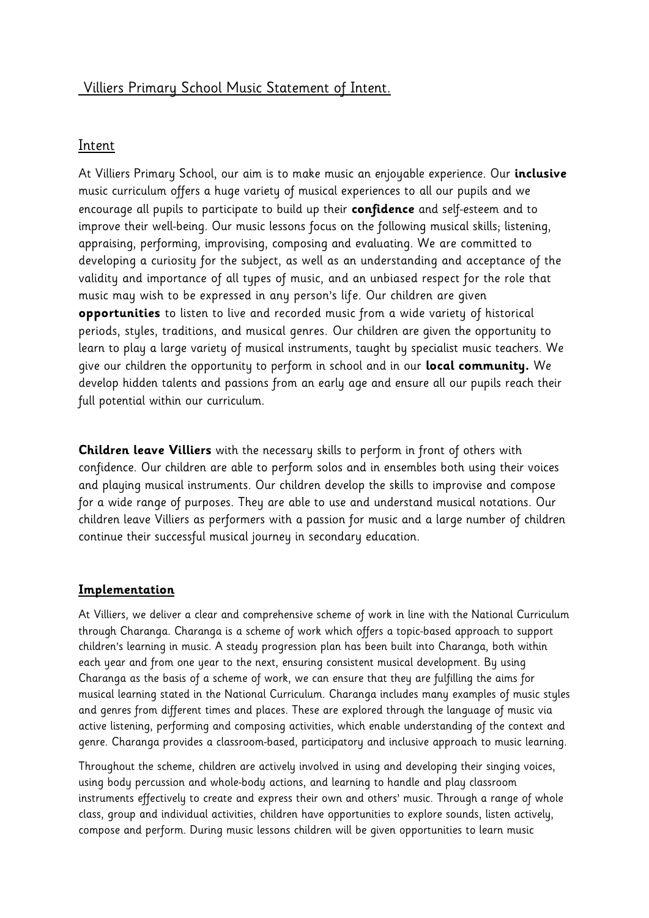# Villiers Primary School Music Statement of Intent.

## Intent

At Villiers Primary School, our aim is to make music an enjoyable experience. Our **inclusive** music curriculum offers a huge variety of musical experiences to all our pupils and we encourage all pupils to participate to build up their **confidence** and self-esteem and to improve their well-being. Our music lessons focus on the following musical skills; listening, appraising, performing, improvising, composing and evaluating. We are committed to developing a curiosity for the subject, as well as an understanding and acceptance of the validity and importance of all types of music, and an unbiased respect for the role that music may wish to be expressed in any person's life. Our children are given **opportunities** to listen to live and recorded music from a wide variety of historical periods, styles, traditions, and musical genres. Our children are given the opportunity to learn to play a large variety of musical instruments, taught by specialist music teachers. We give our children the opportunity to perform in school and in our **local community.** We develop hidden talents and passions from an early age and ensure all our pupils reach their full potential within our curriculum.

**Children leave Villiers** with the necessary skills to perform in front of others with confidence. Our children are able to perform solos and in ensembles both using their voices and playing musical instruments. Our children develop the skills to improvise and compose for a wide range of purposes. They are able to use and understand musical notations. Our children leave Villiers as performers with a passion for music and a large number of children continue their successful musical journey in secondary education.

## Implementation

At Villiers, we deliver a clear and comprehensive scheme of work in line with the National Curriculum through Charanga. Charanga is a scheme of work which offers a topic-based approach to support children's learning in music. A steady progression plan has been built into Charanga, both within each year and from one year to the next, ensuring consistent musical development. By using Charanga as the basis of a scheme of work, we can ensure that they are fulfilling the aims for musical learning stated in the National Curriculum. Charanga includes many examples of music styles and genres from different times and places. These are explored through the language of music via active listening, performing and composing activities, which enable understanding of the context and genre. Charanga provides a classroom-based, participatory and inclusive approach to music learning.

Throughout the scheme, children are actively involved in using and developing their singing voices, using body percussion and whole-body actions, and learning to handle and play classroom instruments effectively to create and express their own and others' music. Through a range of whole class, group and individual activities, children have opportunities to explore sounds, listen actively, compose and perform. During music lessons children will be given opportunities to learn music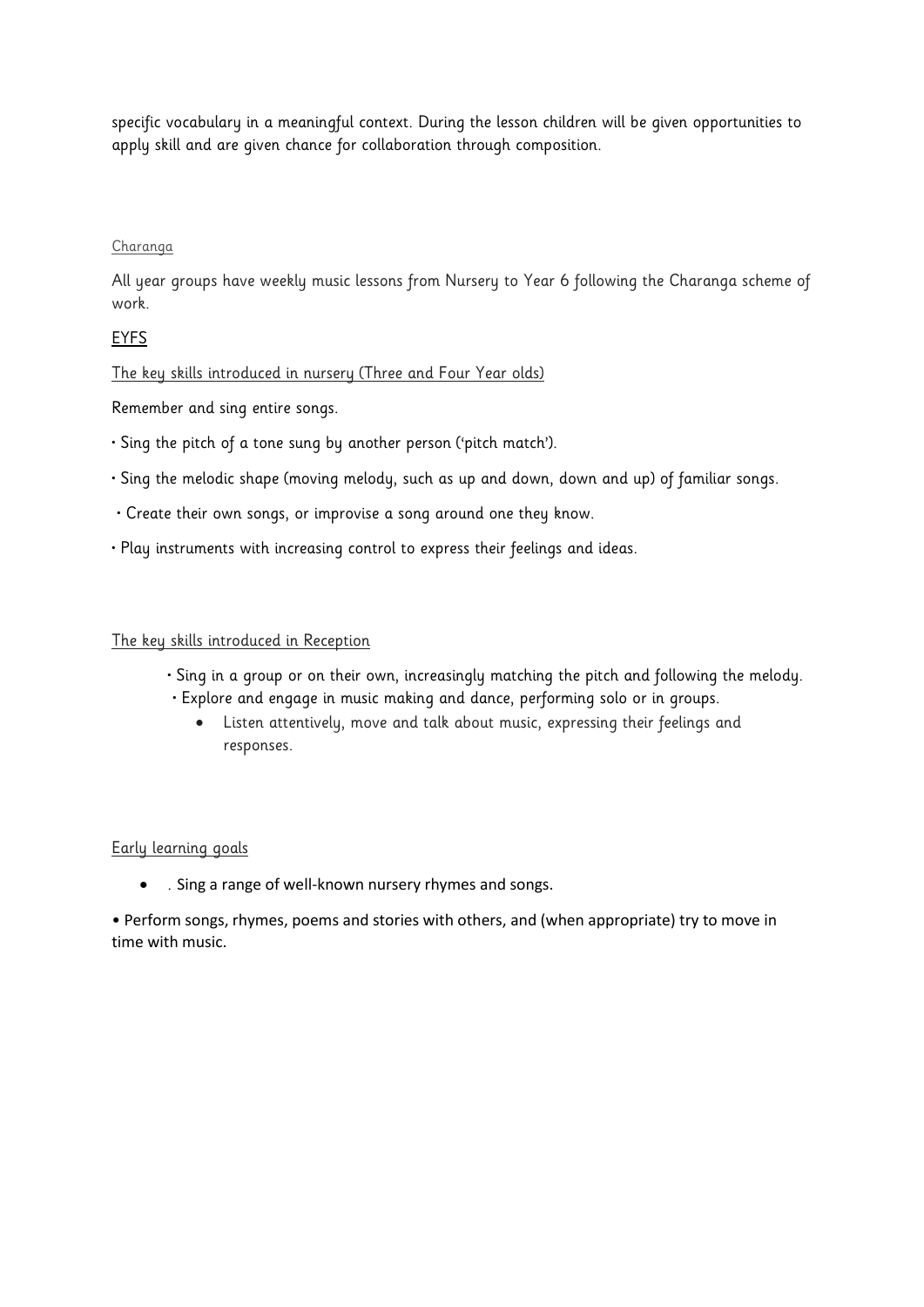specific vocabulary in a meaningful context. During the lesson children will be given opportunities to apply skill and are given chance for collaboration through composition.

Charanga

All year groups have weekly music lessons from Nursery to Year 6 following the Charanga scheme of work.

## EYFS

The key skills introduced in nursery (Three and Four Year olds)

Remember and sing entire songs.

- Sing the pitch of a tone sung by another person ('pitch match').
- Sing the melodic shape (moving melody, such as up and down, down and up) of familiar songs.
- Create their own songs, or improvise a song around one they know.
- Play instruments with increasing control to express their feelings and ideas.

The key skills introduced in Reception

- Sing in a group or on their own, increasingly matching the pitch and following the melody.
- Explore and engage in music making and dance, performing solo or in groups.
- Listen attentively, move and talk about music, expressing their feelings and responses.

Early learning goals

- . Sing a range of well-known nursery rhymes and songs.
- Perform songs, rhymes, poems and stories with others, and (when appropriate) try to move in time with music.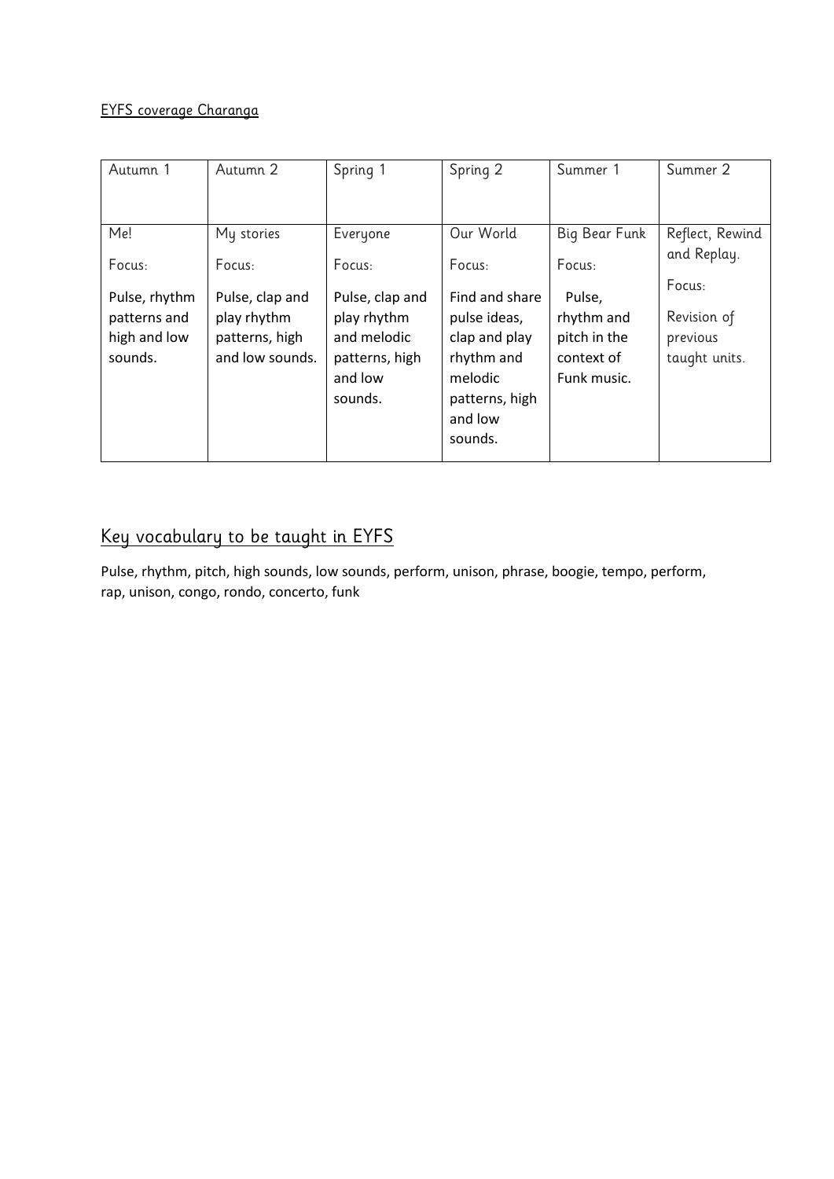EYFS coverage Charanga

| Autumn 1 | Autumn 2 | Spring 1 | Spring 2 | Summer 1 | Summer 2 |
|---|---|---|---|---|---|
| Me!<br><br>Focus:<br><br>Pulse, rhythm patterns and high and low sounds. | My stories<br><br>Focus:<br><br>Pulse, clap and play rhythm patterns, high and low sounds. | Everyone<br><br>Focus:<br><br>Pulse, clap and play rhythm and melodic patterns, high and low sounds. | Our World<br><br>Focus:<br><br>Find and share pulse ideas, clap and play rhythm and melodic patterns, high and low sounds. | Big Bear Funk<br><br>Focus:<br><br>Pulse, rhythm and pitch in the context of Funk music. | Reflect, Rewind and Replay.<br><br>Focus:<br><br>Revision of previous taught units. |

## Key vocabulary to be taught in EYFS

Pulse, rhythm, pitch, high sounds, low sounds, perform, unison, phrase, boogie, tempo, perform, rap, unison, congo, rondo, concerto, funk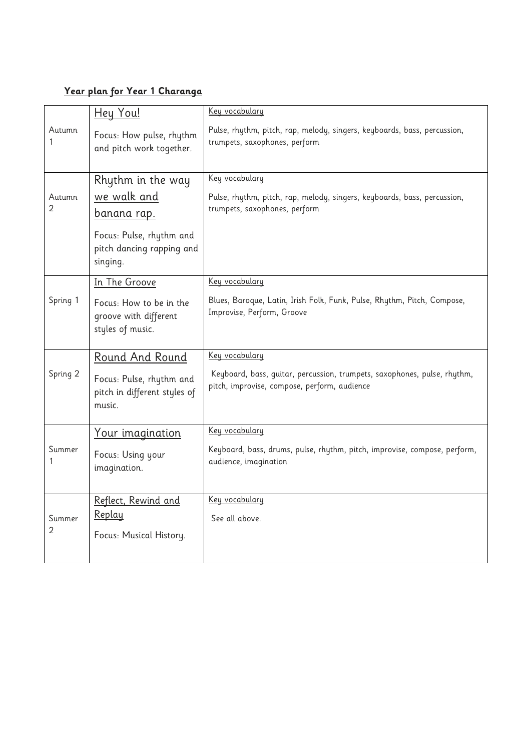**Year plan for Year 1 Charanga**

| | | |
|---|---|---|
| Autumn 1 | Hey You!<br><br>Focus: How pulse, rhythm and pitch work together. | Key vocabulary<br><br>Pulse, rhythm, pitch, rap, melody, singers, keyboards, bass, percussion, trumpets, saxophones, perform |
| Autumn 2 | Rhythm in the way we walk and banana rap.<br><br>Focus: Pulse, rhythm and pitch dancing rapping and singing. | Key vocabulary<br><br>Pulse, rhythm, pitch, rap, melody, singers, keyboards, bass, percussion, trumpets, saxophones, perform |
| Spring 1 | In The Groove<br><br>Focus: How to be in the groove with different styles of music. | Key vocabulary<br><br>Blues, Baroque, Latin, Irish Folk, Funk, Pulse, Rhythm, Pitch, Compose, Improvise, Perform, Groove |
| Spring 2 | Round And Round<br><br>Focus: Pulse, rhythm and pitch in different styles of music. | Key vocabulary<br><br>Keyboard, bass, guitar, percussion, trumpets, saxophones, pulse, rhythm, pitch, improvise, compose, perform, audience |
| Summer 1 | Your imagination<br><br>Focus: Using your imagination. | Key vocabulary<br><br>Keyboard, bass, drums, pulse, rhythm, pitch, improvise, compose, perform, audience, imagination |
| Summer 2 | Reflect, Rewind and Replay<br><br>Focus: Musical History. | Key vocabulary<br><br>See all above. |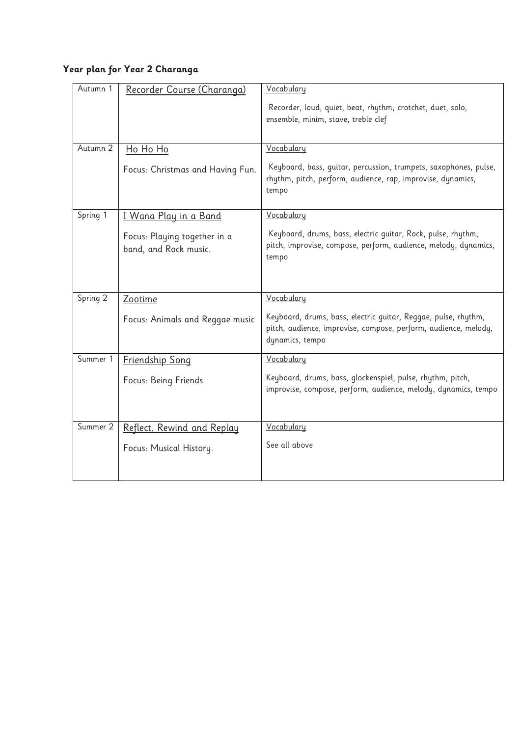**Year plan for Year 2 Charanga**

| | | |
|---|---|---|
| Autumn 1 | Recorder Course (Charanga) | Vocabulary<br><br>Recorder, loud, quiet, beat, rhythm, crotchet, duet, solo, ensemble, minim, stave, treble clef |
| Autumn 2 | Ho Ho Ho<br><br>Focus: Christmas and Having Fun. | Vocabulary<br><br>Keyboard, bass, guitar, percussion, trumpets, saxophones, pulse, rhythm, pitch, perform, audience, rap, improvise, dynamics, tempo |
| Spring 1 | I Wana Play in a Band<br><br>Focus: Playing together in a band, and Rock music. | Vocabulary<br><br>Keyboard, drums, bass, electric guitar, Rock, pulse, rhythm, pitch, improvise, compose, perform, audience, melody, dynamics, tempo |
| Spring 2 | Zootime<br><br>Focus: Animals and Reggae music | Vocabulary<br><br>Keyboard, drums, bass, electric guitar, Reggae, pulse, rhythm, pitch, audience, improvise, compose, perform, audience, melody, dynamics, tempo |
| Summer 1 | Friendship Song<br><br>Focus: Being Friends | Vocabulary<br><br>Keyboard, drums, bass, glockenspiel, pulse, rhythm, pitch, improvise, compose, perform, audience, melody, dynamics, tempo |
| Summer 2 | Reflect, Rewind and Replay<br><br>Focus: Musical History. | Vocabulary<br><br>See all above |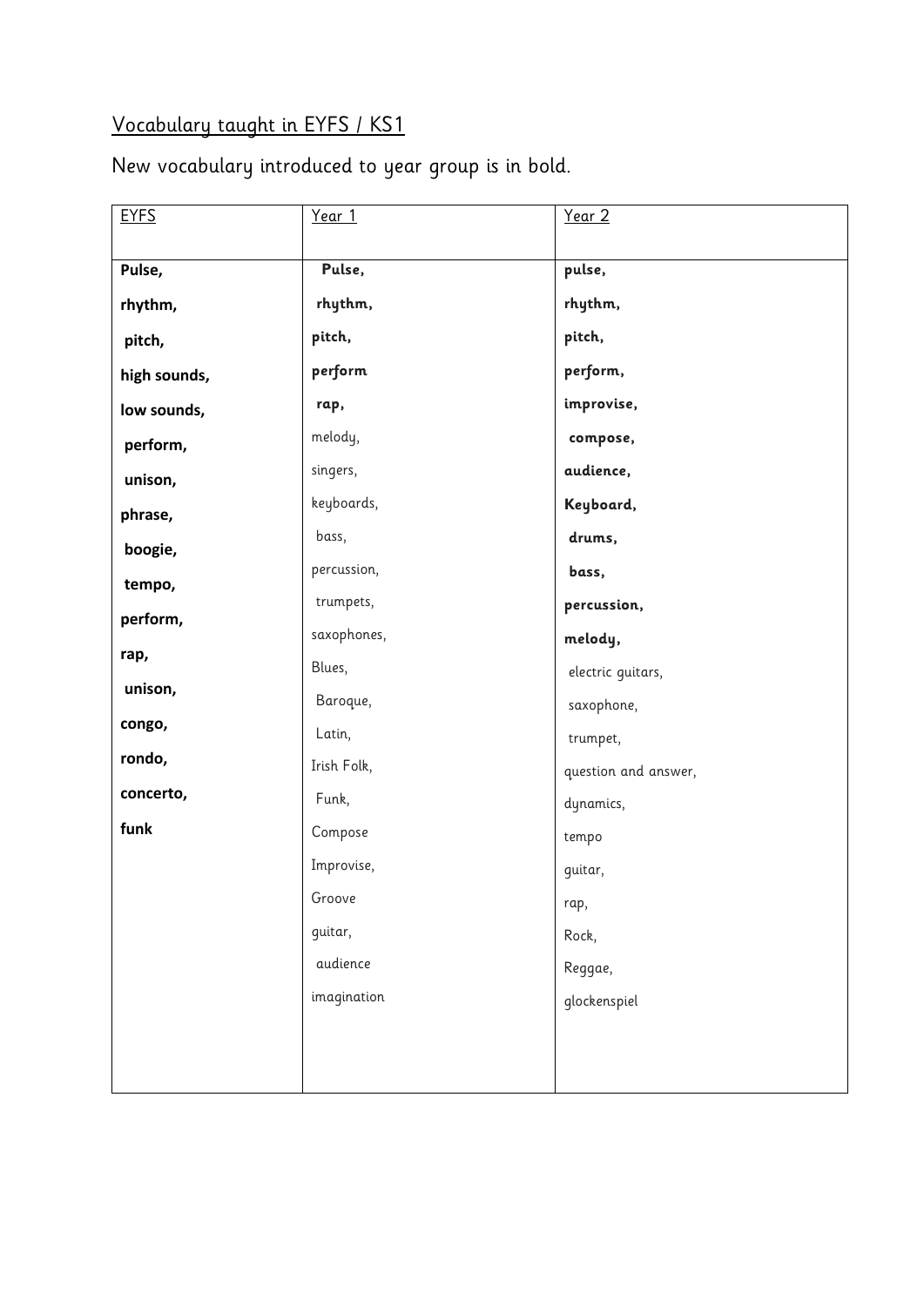Vocabulary taught in EYFS / KS1

New vocabulary introduced to year group is in bold.

| EYFS | Year 1 | Year 2 |
|---|---|---|
| **Pulse,** | **Pulse,** | **pulse,** |
| **rhythm,** | **rhythm,** | **rhythm,** |
| **pitch,** | **pitch,** | **pitch,** |
| **high sounds,** | **perform** | **perform,** |
| **low sounds,** | **rap,** | **improvise,** |
| **perform,** | melody, | **compose,** |
| **unison,** | singers, | **audience,** |
| **phrase,** | keyboards, | **Keyboard,** |
| **boogie,** | bass, | **drums,** |
| **tempo,** | percussion, | **bass,** |
| **perform,** | trumpets, | **percussion,** |
| **rap,** | saxophones, | **melody,** |
| **unison,** | Blues, | electric guitars, |
| **congo,** | Baroque, | saxophone, |
| **rondo,** | Latin, | trumpet, |
| **concerto,** | Irish Folk, | question and answer, |
| **funk** | Funk, | dynamics, |
| | Compose | tempo |
| | Improvise, | guitar, |
| | Groove | rap, |
| | guitar, | Rock, |
| | audience | Reggae, |
| | imagination | glockenspiel |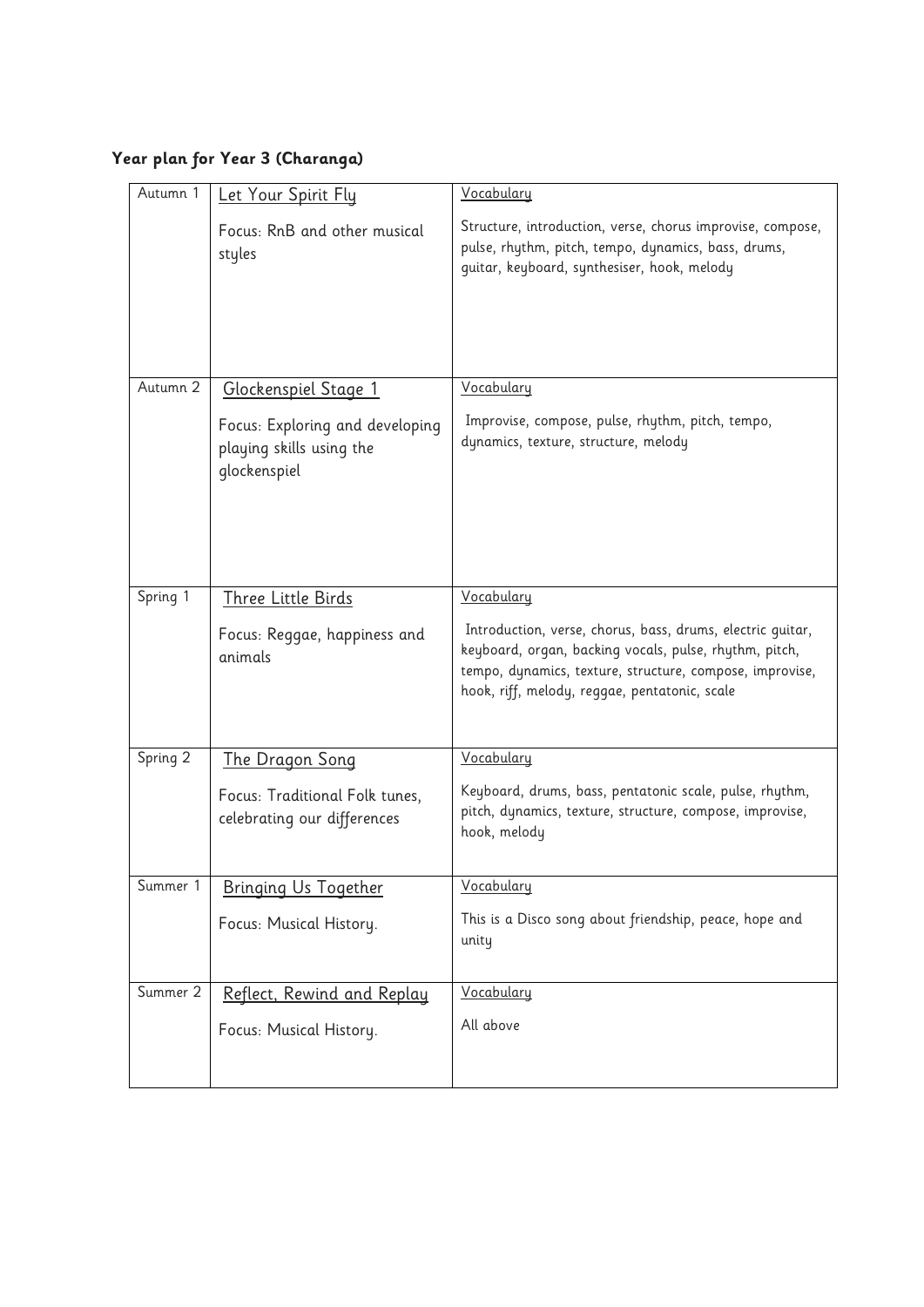**Year plan for Year 3 (Charanga)**

| | | |
|---|---|---|
| Autumn 1 | <u>Let Your Spirit Fly</u><br><br>Focus: RnB and other musical styles | <u>Vocabulary</u><br><br>Structure, introduction, verse, chorus improvise, compose, pulse, rhythm, pitch, tempo, dynamics, bass, drums, guitar, keyboard, synthesiser, hook, melody |
| Autumn 2 | <u>Glockenspiel Stage 1</u><br><br>Focus: Exploring and developing playing skills using the glockenspiel | <u>Vocabulary</u><br><br>Improvise, compose, pulse, rhythm, pitch, tempo, dynamics, texture, structure, melody |
| Spring 1 | <u>Three Little Birds</u><br><br>Focus: Reggae, happiness and animals | <u>Vocabulary</u><br><br>Introduction, verse, chorus, bass, drums, electric guitar, keyboard, organ, backing vocals, pulse, rhythm, pitch, tempo, dynamics, texture, structure, compose, improvise, hook, riff, melody, reggae, pentatonic, scale |
| Spring 2 | <u>The Dragon Song</u><br><br>Focus: Traditional Folk tunes, celebrating our differences | <u>Vocabulary</u><br><br>Keyboard, drums, bass, pentatonic scale, pulse, rhythm, pitch, dynamics, texture, structure, compose, improvise, hook, melody |
| Summer 1 | <u>Bringing Us Together</u><br><br>Focus: Musical History. | <u>Vocabulary</u><br><br>This is a Disco song about friendship, peace, hope and unity |
| Summer 2 | <u>Reflect, Rewind and Replay</u><br><br>Focus: Musical History. | <u>Vocabulary</u><br><br>All above |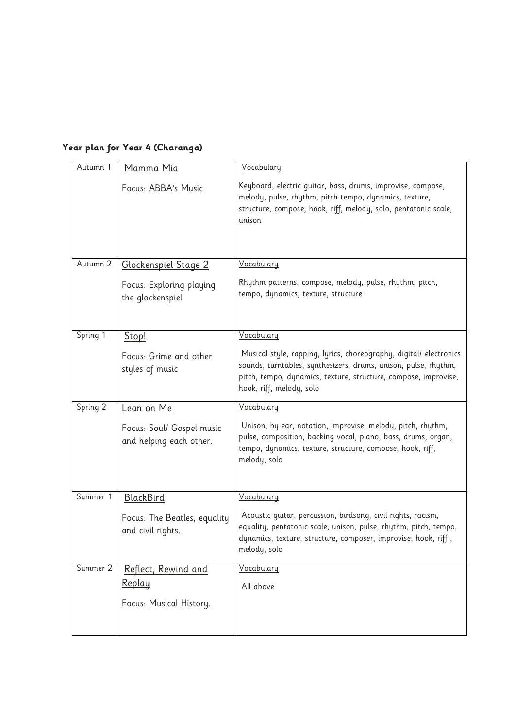**Year plan for Year 4 (Charanga)**

| | | |
|---|---|---|
| Autumn 1 | Mamma Mia<br><br>Focus: ABBA's Music | Vocabulary<br><br>Keyboard, electric guitar, bass, drums, improvise, compose, melody, pulse, rhythm, pitch tempo, dynamics, texture, structure, compose, hook, riff, melody, solo, pentatonic scale, unison |
| Autumn 2 | Glockenspiel Stage 2<br><br>Focus: Exploring playing the glockenspiel | Vocabulary<br><br>Rhythm patterns, compose, melody, pulse, rhythm, pitch, tempo, dynamics, texture, structure |
| Spring 1 | Stop!<br><br>Focus: Grime and other styles of music | Vocabulary<br><br>Musical style, rapping, lyrics, choreography, digital/ electronics sounds, turntables, synthesizers, drums, unison, pulse, rhythm, pitch, tempo, dynamics, texture, structure, compose, improvise, hook, riff, melody, solo |
| Spring 2 | Lean on Me<br><br>Focus: Soul/ Gospel music and helping each other. | Vocabulary<br><br>Unison, by ear, notation, improvise, melody, pitch, rhythm, pulse, composition, backing vocal, piano, bass, drums, organ, tempo, dynamics, texture, structure, compose, hook, riff, melody, solo |
| Summer 1 | BlackBird<br><br>Focus: The Beatles, equality and civil rights. | Vocabulary<br><br>Acoustic guitar, percussion, birdsong, civil rights, racism, equality, pentatonic scale, unison, pulse, rhythm, pitch, tempo, dynamics, texture, structure, composer, improvise, hook, riff , melody, solo |
| Summer 2 | Reflect, Rewind and Replay<br><br>Focus: Musical History. | Vocabulary<br><br>All above |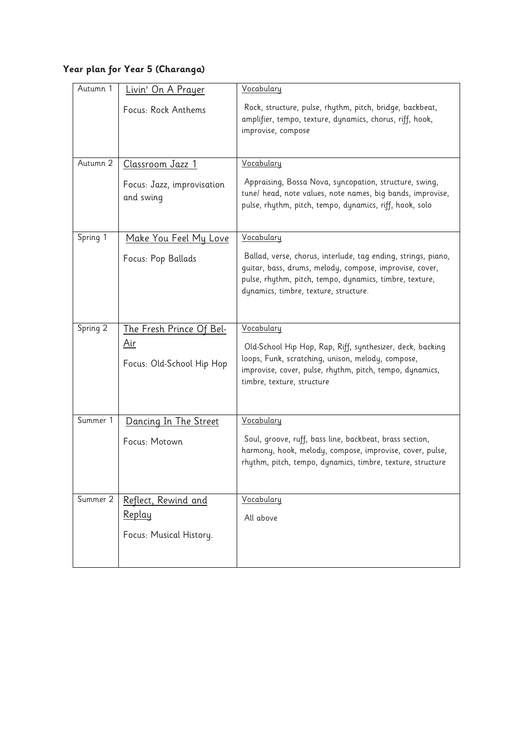**Year plan for Year 5 (Charanga)**

| | | |
|---|---|---|
| Autumn 1 | Livin' On A Prayer<br><br>Focus: Rock Anthems | Vocabulary<br><br>Rock, structure, pulse, rhythm, pitch, bridge, backbeat, amplifier, tempo, texture, dynamics, chorus, riff, hook, improvise, compose |
| Autumn 2 | Classroom Jazz 1<br><br>Focus: Jazz, improvisation and swing | Vocabulary<br><br>Appraising, Bossa Nova, syncopation, structure, swing, tune/ head, note values, note names, big bands, improvise, pulse, rhythm, pitch, tempo, dynamics, riff, hook, solo |
| Spring 1 | Make You Feel My Love<br><br>Focus: Pop Ballads | Vocabulary<br><br>Ballad, verse, chorus, interlude, tag ending, strings, piano, guitar, bass, drums, melody, compose, improvise, cover, pulse, rhythm, pitch, tempo, dynamics, timbre, texture, dynamics, timbre, texture, structure. |
| Spring 2 | The Fresh Prince Of Bel-Air<br><br>Focus: Old-School Hip Hop | Vocabulary<br><br>Old-School Hip Hop, Rap, Riff, synthesizer, deck, backing loops, Funk, scratching, unison, melody, compose, improvise, cover, pulse, rhythm, pitch, tempo, dynamics, timbre, texture, structure |
| Summer 1 | Dancing In The Street<br><br>Focus: Motown | Vocabulary<br><br>Soul, groove, ruff, bass line, backbeat, brass section, harmony, hook, melody, compose, improvise, cover, pulse, rhythm, pitch, tempo, dynamics, timbre, texture, structure |
| Summer 2 | Reflect, Rewind and Replay<br><br>Focus: Musical History. | Vocabulary<br><br>All above |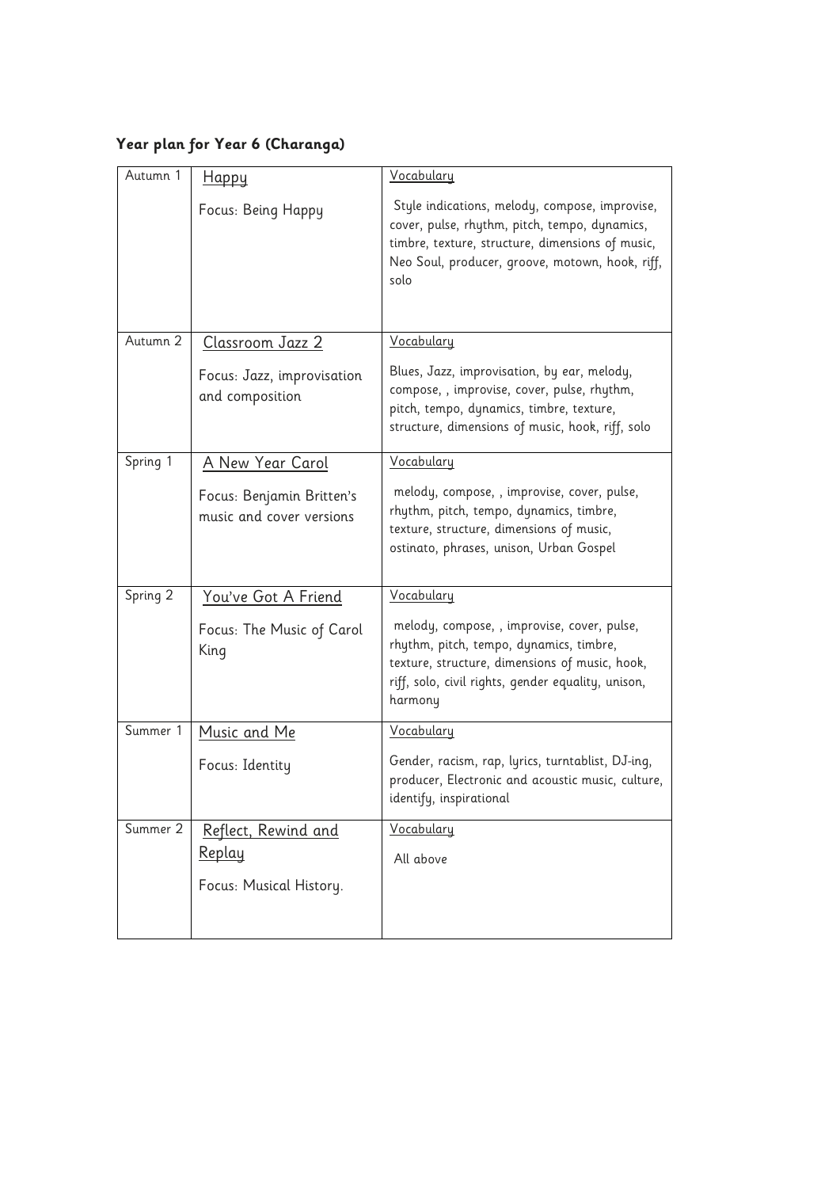**Year plan for Year 6 (Charanga)**

| | | |
|---|---|---|
| Autumn 1 | Happy<br><br>Focus: Being Happy | Vocabulary<br><br>Style indications, melody, compose, improvise, cover, pulse, rhythm, pitch, tempo, dynamics, timbre, texture, structure, dimensions of music, Neo Soul, producer, groove, motown, hook, riff, solo |
| Autumn 2 | Classroom Jazz 2<br><br>Focus: Jazz, improvisation and composition | Vocabulary<br><br>Blues, Jazz, improvisation, by ear, melody, compose, , improvise, cover, pulse, rhythm, pitch, tempo, dynamics, timbre, texture, structure, dimensions of music, hook, riff, solo |
| Spring 1 | A New Year Carol<br><br>Focus: Benjamin Britten's music and cover versions | Vocabulary<br><br>melody, compose, , improvise, cover, pulse, rhythm, pitch, tempo, dynamics, timbre, texture, structure, dimensions of music, ostinato, phrases, unison, Urban Gospel |
| Spring 2 | You've Got A Friend<br><br>Focus: The Music of Carol King | Vocabulary<br><br>melody, compose, , improvise, cover, pulse, rhythm, pitch, tempo, dynamics, timbre, texture, structure, dimensions of music, hook, riff, solo, civil rights, gender equality, unison, harmony |
| Summer 1 | Music and Me<br><br>Focus: Identity | Vocabulary<br><br>Gender, racism, rap, lyrics, turntablist, DJ-ing, producer, Electronic and acoustic music, culture, identify, inspirational |
| Summer 2 | Reflect, Rewind and Replay<br><br>Focus: Musical History. | Vocabulary<br><br>All above |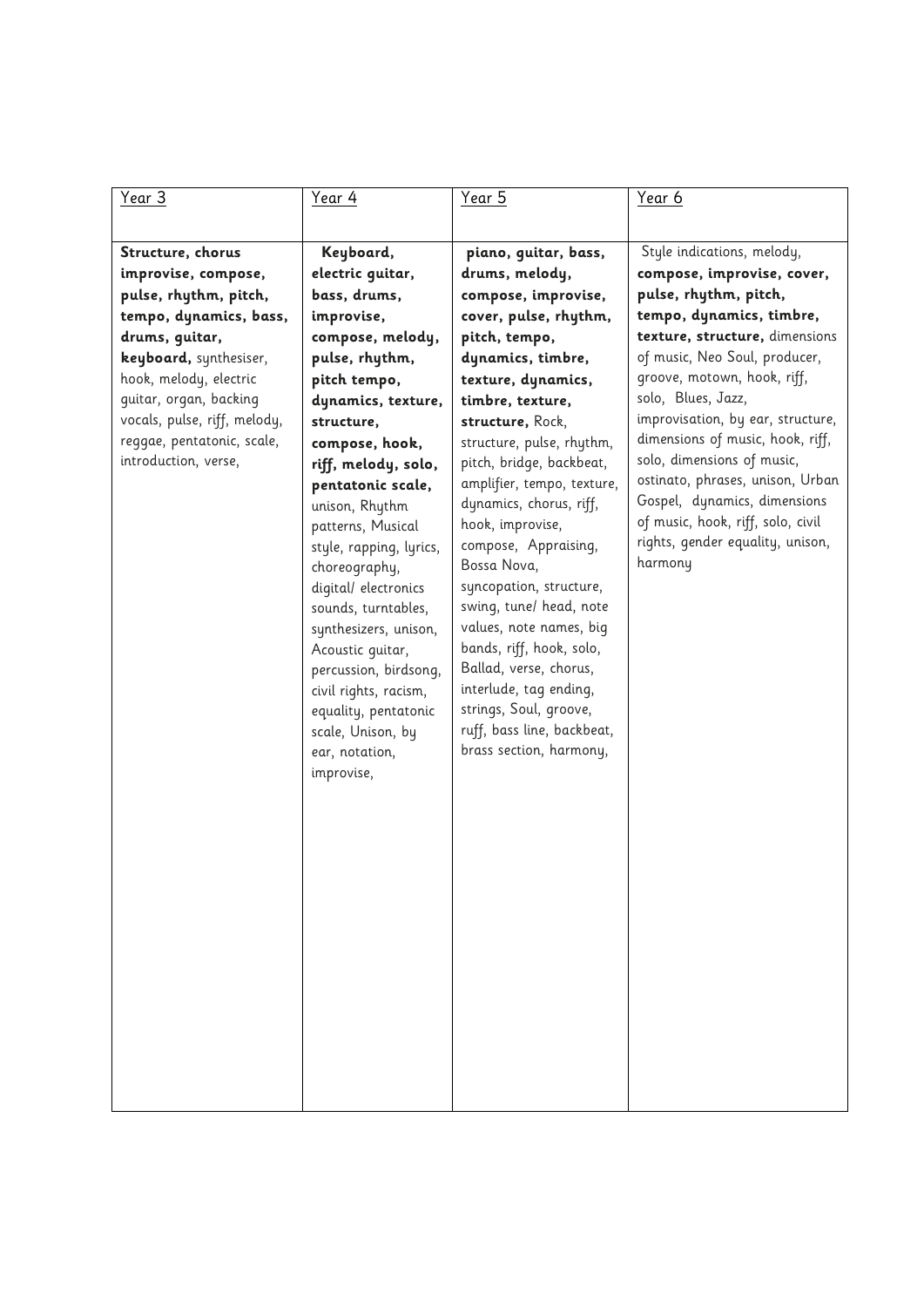| Year 3 | Year 4 | Year 5 | Year 6 |
|---|---|---|---|
| **Structure, chorus improvise, compose, pulse, rhythm, pitch, tempo, dynamics, bass, drums, guitar, keyboard,** synthesiser, hook, melody, electric guitar, organ, backing vocals, pulse, riff, melody, reggae, pentatonic, scale, introduction, verse, | **Keyboard, electric guitar, bass, drums, improvise, compose, melody, pulse, rhythm, pitch tempo, dynamics, texture, structure, compose, hook, riff, melody, solo, pentatonic scale,** unison, Rhythm patterns, Musical style, rapping, lyrics, choreography, digital/ electronics sounds, turntables, synthesizers, unison, Acoustic guitar, percussion, birdsong, civil rights, racism, equality, pentatonic scale, Unison, by ear, notation, improvise, | **piano, guitar, bass, drums, melody, compose, improvise, cover, pulse, rhythm, pitch, tempo, dynamics, timbre, texture, dynamics, timbre, texture, structure,** Rock, structure, pulse, rhythm, pitch, bridge, backbeat, amplifier, tempo, texture, dynamics, chorus, riff, hook, improvise, compose, Appraising, Bossa Nova, syncopation, structure, swing, tune/ head, note values, note names, big bands, riff, hook, solo, Ballad, verse, chorus, interlude, tag ending, strings, Soul, groove, ruff, bass line, backbeat, brass section, harmony, | Style indications, melody, **compose, improvise, cover, pulse, rhythm, pitch, tempo, dynamics, timbre, texture, structure,** dimensions of music, Neo Soul, producer, groove, motown, hook, riff, solo, Blues, Jazz, improvisation, by ear, structure, dimensions of music, hook, riff, solo, dimensions of music, ostinato, phrases, unison, Urban Gospel, dynamics, dimensions of music, hook, riff, solo, civil rights, gender equality, unison, harmony |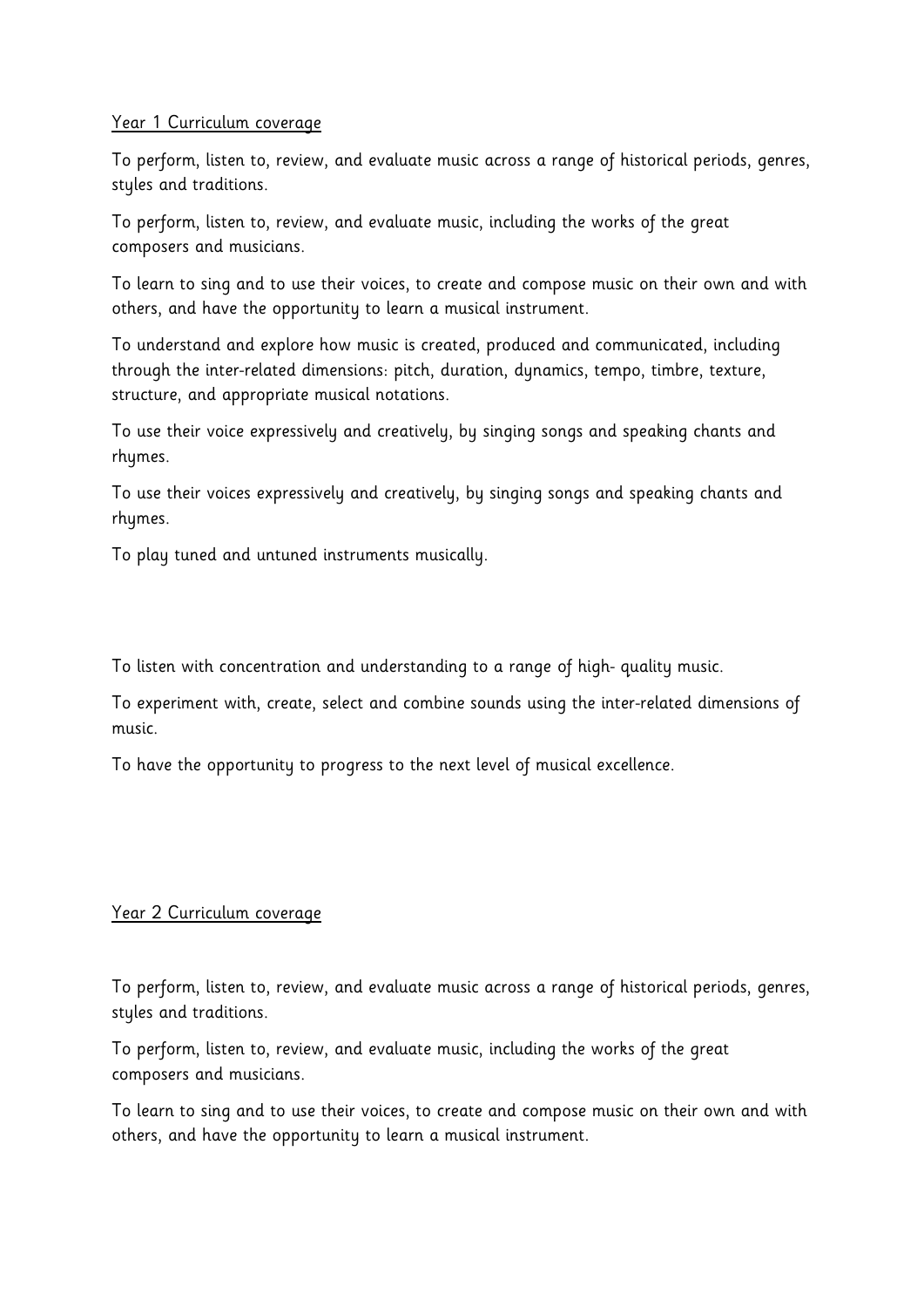Year 1 Curriculum coverage

To perform, listen to, review, and evaluate music across a range of historical periods, genres, styles and traditions.

To perform, listen to, review, and evaluate music, including the works of the great composers and musicians.

To learn to sing and to use their voices, to create and compose music on their own and with others, and have the opportunity to learn a musical instrument.

To understand and explore how music is created, produced and communicated, including through the inter-related dimensions: pitch, duration, dynamics, tempo, timbre, texture, structure, and appropriate musical notations.

To use their voice expressively and creatively, by singing songs and speaking chants and rhymes.

To use their voices expressively and creatively, by singing songs and speaking chants and rhymes.

To play tuned and untuned instruments musically.

To listen with concentration and understanding to a range of high- quality music.

To experiment with, create, select and combine sounds using the inter-related dimensions of music.

To have the opportunity to progress to the next level of musical excellence.

Year 2 Curriculum coverage

To perform, listen to, review, and evaluate music across a range of historical periods, genres, styles and traditions.

To perform, listen to, review, and evaluate music, including the works of the great composers and musicians.

To learn to sing and to use their voices, to create and compose music on their own and with others, and have the opportunity to learn a musical instrument.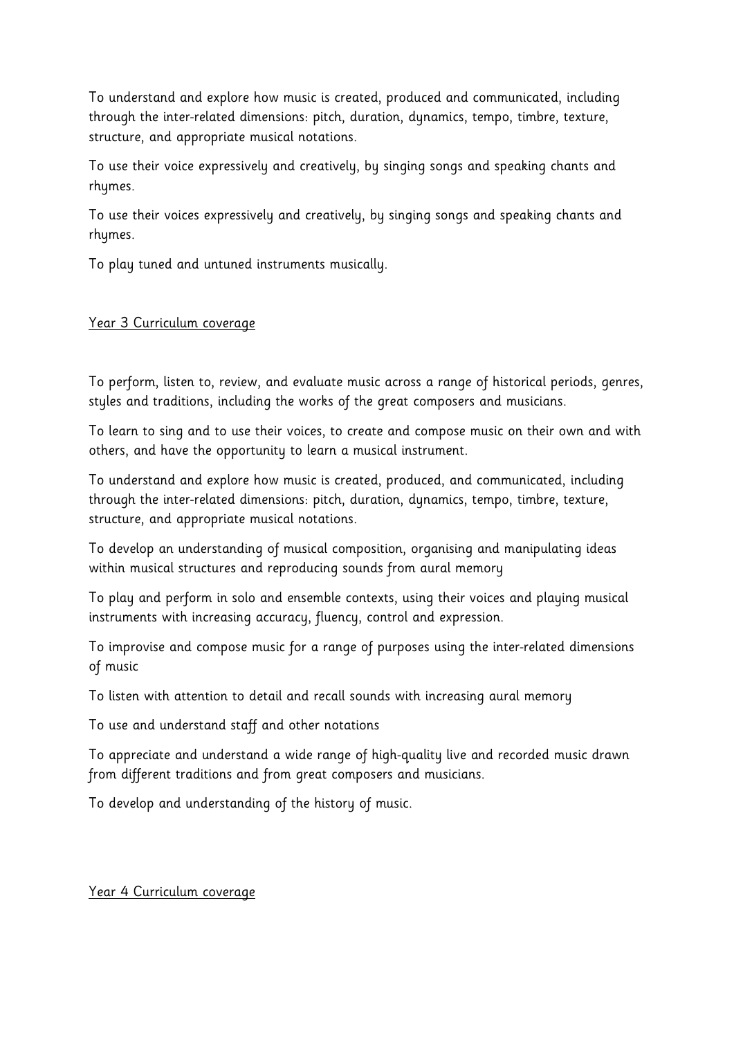To understand and explore how music is created, produced and communicated, including through the inter-related dimensions: pitch, duration, dynamics, tempo, timbre, texture, structure, and appropriate musical notations.

To use their voice expressively and creatively, by singing songs and speaking chants and rhymes.

To use their voices expressively and creatively, by singing songs and speaking chants and rhymes.

To play tuned and untuned instruments musically.

<u>Year 3 Curriculum coverage</u>

To perform, listen to, review, and evaluate music across a range of historical periods, genres, styles and traditions, including the works of the great composers and musicians.

To learn to sing and to use their voices, to create and compose music on their own and with others, and have the opportunity to learn a musical instrument.

To understand and explore how music is created, produced, and communicated, including through the inter-related dimensions: pitch, duration, dynamics, tempo, timbre, texture, structure, and appropriate musical notations.

To develop an understanding of musical composition, organising and manipulating ideas within musical structures and reproducing sounds from aural memory

To play and perform in solo and ensemble contexts, using their voices and playing musical instruments with increasing accuracy, fluency, control and expression.

To improvise and compose music for a range of purposes using the inter-related dimensions of music

To listen with attention to detail and recall sounds with increasing aural memory

To use and understand staff and other notations

To appreciate and understand a wide range of high-quality live and recorded music drawn from different traditions and from great composers and musicians.

To develop and understanding of the history of music.

<u>Year 4 Curriculum coverage</u>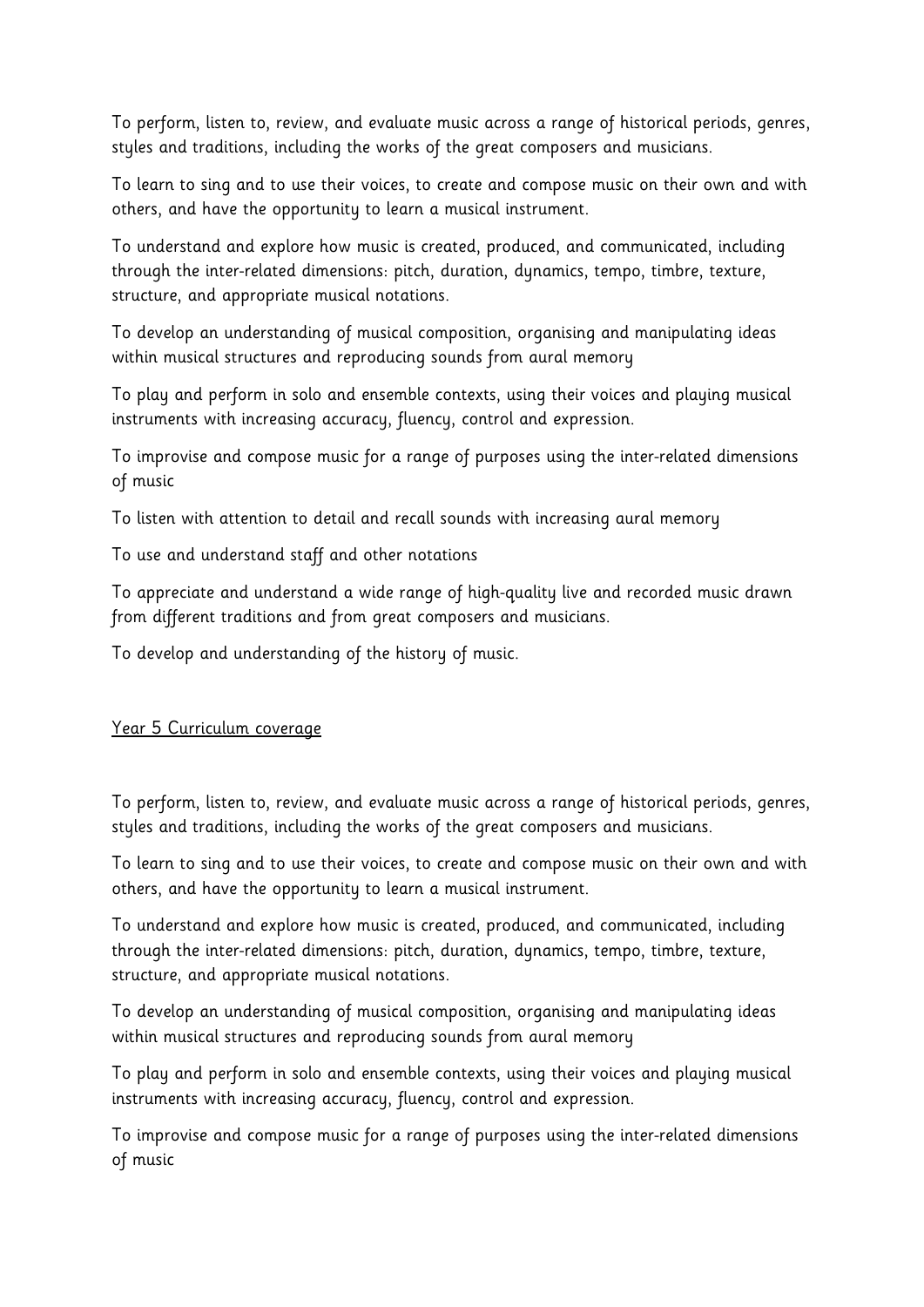To perform, listen to, review, and evaluate music across a range of historical periods, genres, styles and traditions, including the works of the great composers and musicians.

To learn to sing and to use their voices, to create and compose music on their own and with others, and have the opportunity to learn a musical instrument.

To understand and explore how music is created, produced, and communicated, including through the inter-related dimensions: pitch, duration, dynamics, tempo, timbre, texture, structure, and appropriate musical notations.

To develop an understanding of musical composition, organising and manipulating ideas within musical structures and reproducing sounds from aural memory

To play and perform in solo and ensemble contexts, using their voices and playing musical instruments with increasing accuracy, fluency, control and expression.

To improvise and compose music for a range of purposes using the inter-related dimensions of music

To listen with attention to detail and recall sounds with increasing aural memory

To use and understand staff and other notations

To appreciate and understand a wide range of high-quality live and recorded music drawn from different traditions and from great composers and musicians.

To develop and understanding of the history of music.

<u>Year 5 Curriculum coverage</u>

To perform, listen to, review, and evaluate music across a range of historical periods, genres, styles and traditions, including the works of the great composers and musicians.

To learn to sing and to use their voices, to create and compose music on their own and with others, and have the opportunity to learn a musical instrument.

To understand and explore how music is created, produced, and communicated, including through the inter-related dimensions: pitch, duration, dynamics, tempo, timbre, texture, structure, and appropriate musical notations.

To develop an understanding of musical composition, organising and manipulating ideas within musical structures and reproducing sounds from aural memory

To play and perform in solo and ensemble contexts, using their voices and playing musical instruments with increasing accuracy, fluency, control and expression.

To improvise and compose music for a range of purposes using the inter-related dimensions of music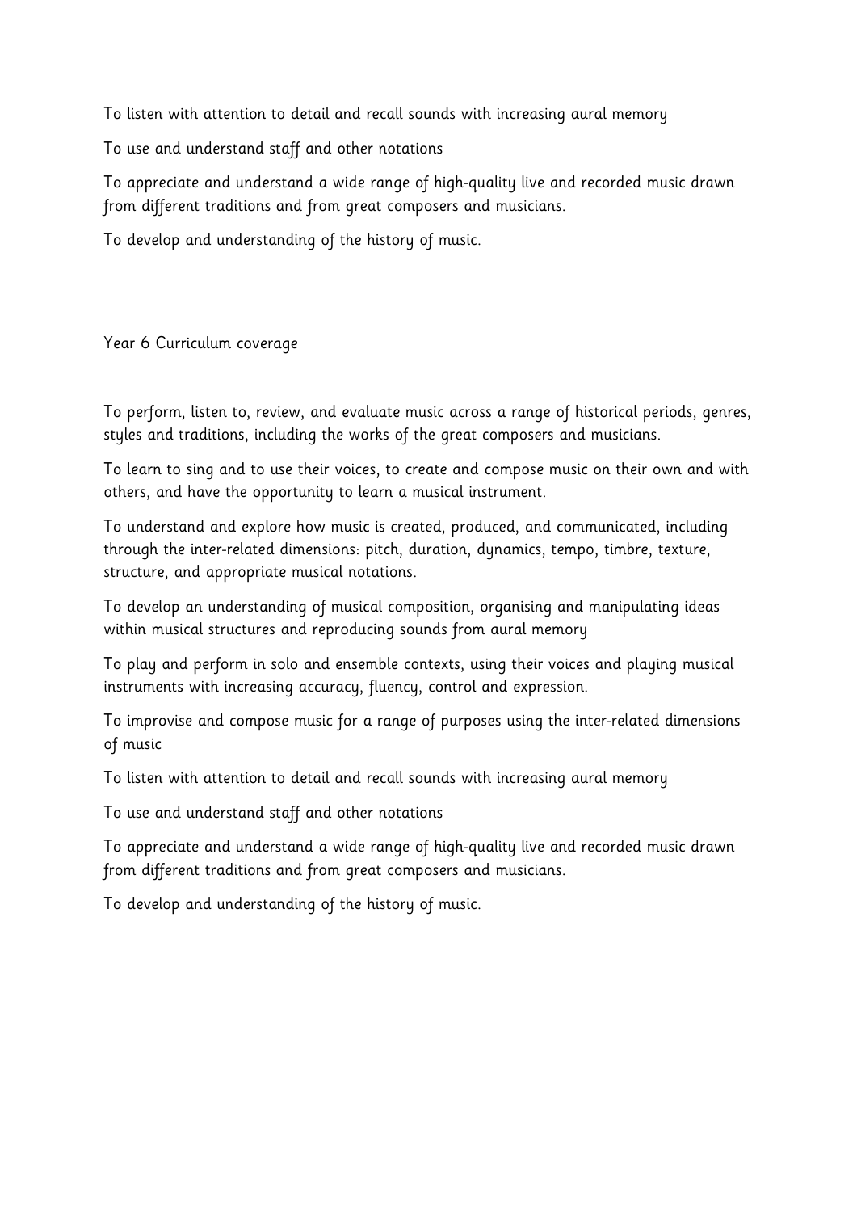To listen with attention to detail and recall sounds with increasing aural memory

To use and understand staff and other notations

To appreciate and understand a wide range of high-quality live and recorded music drawn from different traditions and from great composers and musicians.

To develop and understanding of the history of music.

<u>Year 6 Curriculum coverage</u>

To perform, listen to, review, and evaluate music across a range of historical periods, genres, styles and traditions, including the works of the great composers and musicians.

To learn to sing and to use their voices, to create and compose music on their own and with others, and have the opportunity to learn a musical instrument.

To understand and explore how music is created, produced, and communicated, including through the inter-related dimensions: pitch, duration, dynamics, tempo, timbre, texture, structure, and appropriate musical notations.

To develop an understanding of musical composition, organising and manipulating ideas within musical structures and reproducing sounds from aural memory

To play and perform in solo and ensemble contexts, using their voices and playing musical instruments with increasing accuracy, fluency, control and expression.

To improvise and compose music for a range of purposes using the inter-related dimensions of music

To listen with attention to detail and recall sounds with increasing aural memory

To use and understand staff and other notations

To appreciate and understand a wide range of high-quality live and recorded music drawn from different traditions and from great composers and musicians.

To develop and understanding of the history of music.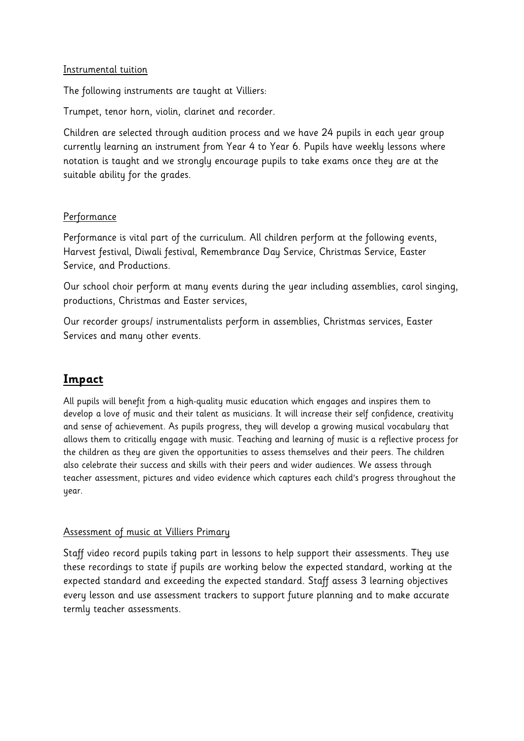Instrumental tuition

The following instruments are taught at Villiers:

Trumpet, tenor horn, violin, clarinet and recorder.

Children are selected through audition process and we have 24 pupils in each year group currently learning an instrument from Year 4 to Year 6. Pupils have weekly lessons where notation is taught and we strongly encourage pupils to take exams once they are at the suitable ability for the grades.

Performance

Performance is vital part of the curriculum. All children perform at the following events, Harvest festival, Diwali festival, Remembrance Day Service, Christmas Service, Easter Service, and Productions.

Our school choir perform at many events during the year including assemblies, carol singing, productions, Christmas and Easter services,

Our recorder groups/ instrumentalists perform in assemblies, Christmas services, Easter Services and many other events.

## Impact

All pupils will benefit from a high-quality music education which engages and inspires them to develop a love of music and their talent as musicians. It will increase their self confidence, creativity and sense of achievement. As pupils progress, they will develop a growing musical vocabulary that allows them to critically engage with music. Teaching and learning of music is a reflective process for the children as they are given the opportunities to assess themselves and their peers. The children also celebrate their success and skills with their peers and wider audiences. We assess through teacher assessment, pictures and video evidence which captures each child's progress throughout the year.

Assessment of music at Villiers Primary

Staff video record pupils taking part in lessons to help support their assessments. They use these recordings to state if pupils are working below the expected standard, working at the expected standard and exceeding the expected standard. Staff assess 3 learning objectives every lesson and use assessment trackers to support future planning and to make accurate termly teacher assessments.